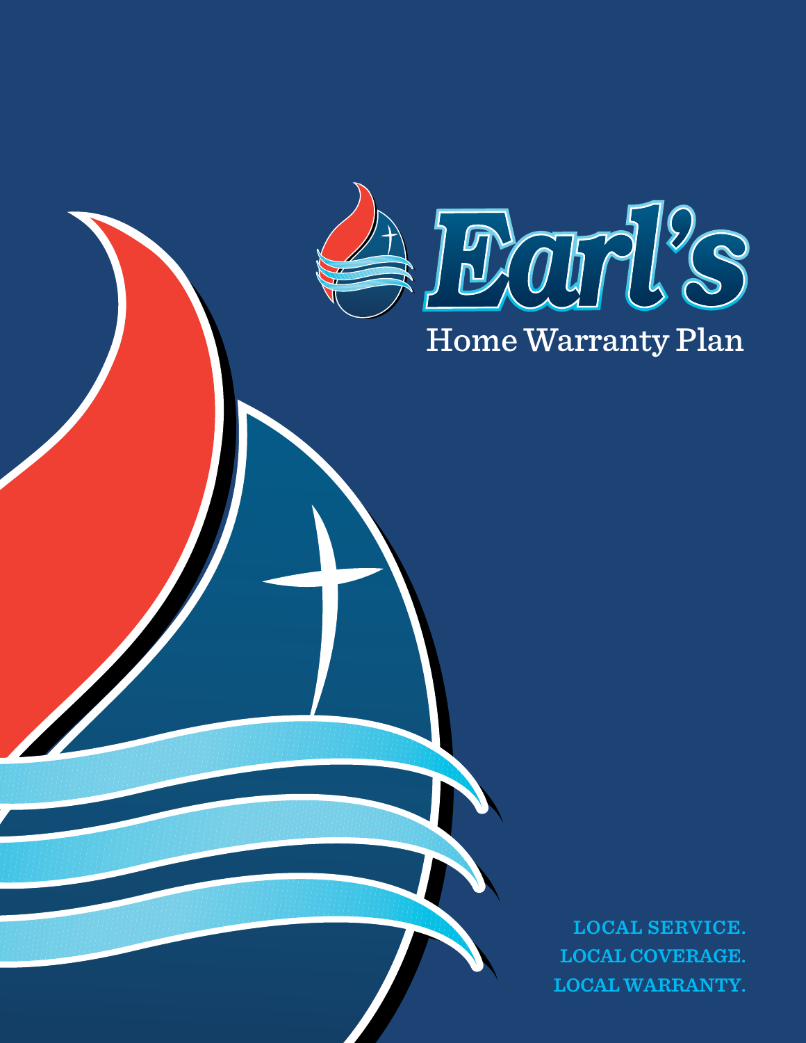# Earl's

## Home Warranty Plan

**LOCAL SERVICE.**
**LOCAL COVERAGE.**
**LOCAL WARRANTY.**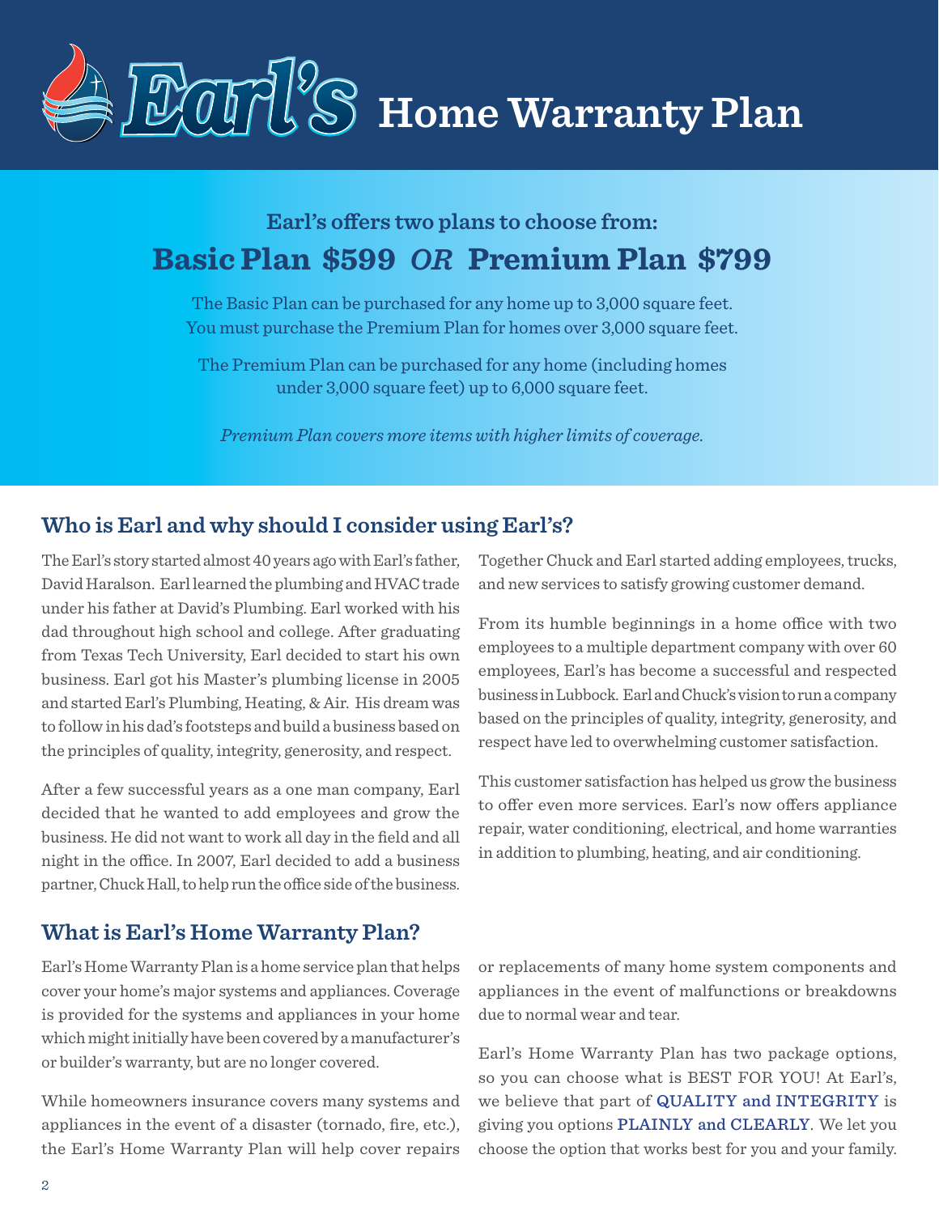# Earl's Home Warranty Plan

### Earl's offers two plans to choose from:

## Basic Plan $599 *OR* Premium Plan $799

The Basic Plan can be purchased for any home up to 3,000 square feet. You must purchase the Premium Plan for homes over 3,000 square feet.

The Premium Plan can be purchased for any home (including homes under 3,000 square feet) up to 6,000 square feet.

*Premium Plan covers more items with higher limits of coverage.*

## Who is Earl and why should I consider using Earl's?

The Earl's story started almost 40 years ago with Earl's father, David Haralson. Earl learned the plumbing and HVAC trade under his father at David's Plumbing. Earl worked with his dad throughout high school and college. After graduating from Texas Tech University, Earl decided to start his own business. Earl got his Master's plumbing license in 2005 and started Earl's Plumbing, Heating, & Air. His dream was to follow in his dad's footsteps and build a business based on the principles of quality, integrity, generosity, and respect.

After a few successful years as a one man company, Earl decided that he wanted to add employees and grow the business. He did not want to work all day in the field and all night in the office. In 2007, Earl decided to add a business partner, Chuck Hall, to help run the office side of the business. Together Chuck and Earl started adding employees, trucks, and new services to satisfy growing customer demand.

From its humble beginnings in a home office with two employees to a multiple department company with over 60 employees, Earl's has become a successful and respected business in Lubbock. Earl and Chuck's vision to run a company based on the principles of quality, integrity, generosity, and respect have led to overwhelming customer satisfaction.

This customer satisfaction has helped us grow the business to offer even more services. Earl's now offers appliance repair, water conditioning, electrical, and home warranties in addition to plumbing, heating, and air conditioning.

## What is Earl's Home Warranty Plan?

Earl's Home Warranty Plan is a home service plan that helps cover your home's major systems and appliances. Coverage is provided for the systems and appliances in your home which might initially have been covered by a manufacturer's or builder's warranty, but are no longer covered.

While homeowners insurance covers many systems and appliances in the event of a disaster (tornado, fire, etc.), the Earl's Home Warranty Plan will help cover repairs or replacements of many home system components and appliances in the event of malfunctions or breakdowns due to normal wear and tear.

Earl's Home Warranty Plan has two package options, so you can choose what is BEST FOR YOU! At Earl's, we believe that part of **QUALITY and INTEGRITY** is giving you options **PLAINLY and CLEARLY**. We let you choose the option that works best for you and your family.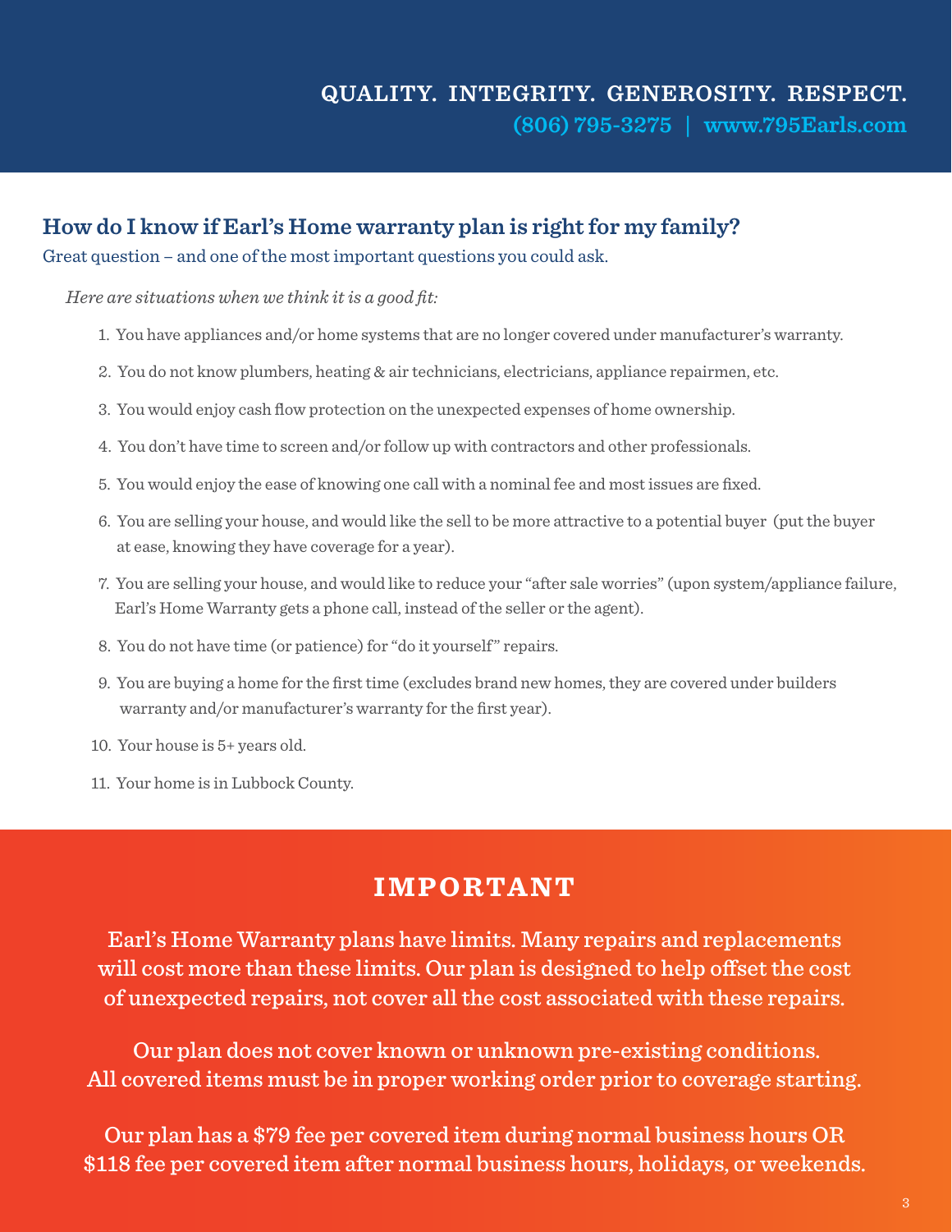**QUALITY. INTEGRITY. GENEROSITY. RESPECT.**
**(806) 795-3275 | www.795Earls.com**

## How do I know if Earl's Home warranty plan is right for my family?

Great question – and one of the most important questions you could ask.

*Here are situations when we think it is a good fit:*

1. You have appliances and/or home systems that are no longer covered under manufacturer's warranty.
2. You do not know plumbers, heating & air technicians, electricians, appliance repairmen, etc.
3. You would enjoy cash flow protection on the unexpected expenses of home ownership.
4. You don't have time to screen and/or follow up with contractors and other professionals.
5. You would enjoy the ease of knowing one call with a nominal fee and most issues are fixed.
6. You are selling your house, and would like the sell to be more attractive to a potential buyer (put the buyer at ease, knowing they have coverage for a year).
7. You are selling your house, and would like to reduce your "after sale worries" (upon system/appliance failure, Earl's Home Warranty gets a phone call, instead of the seller or the agent).
8. You do not have time (or patience) for "do it yourself" repairs.
9. You are buying a home for the first time (excludes brand new homes, they are covered under builders warranty and/or manufacturer's warranty for the first year).
10. Your house is 5+ years old.
11. Your home is in Lubbock County.

## IMPORTANT

Earl's Home Warranty plans have limits. Many repairs and replacements will cost more than these limits. Our plan is designed to help offset the cost of unexpected repairs, not cover all the cost associated with these repairs.

Our plan does not cover known or unknown pre-existing conditions. All covered items must be in proper working order prior to coverage starting.

Our plan has a $79 fee per covered item during normal business hours OR $118 fee per covered item after normal business hours, holidays, or weekends.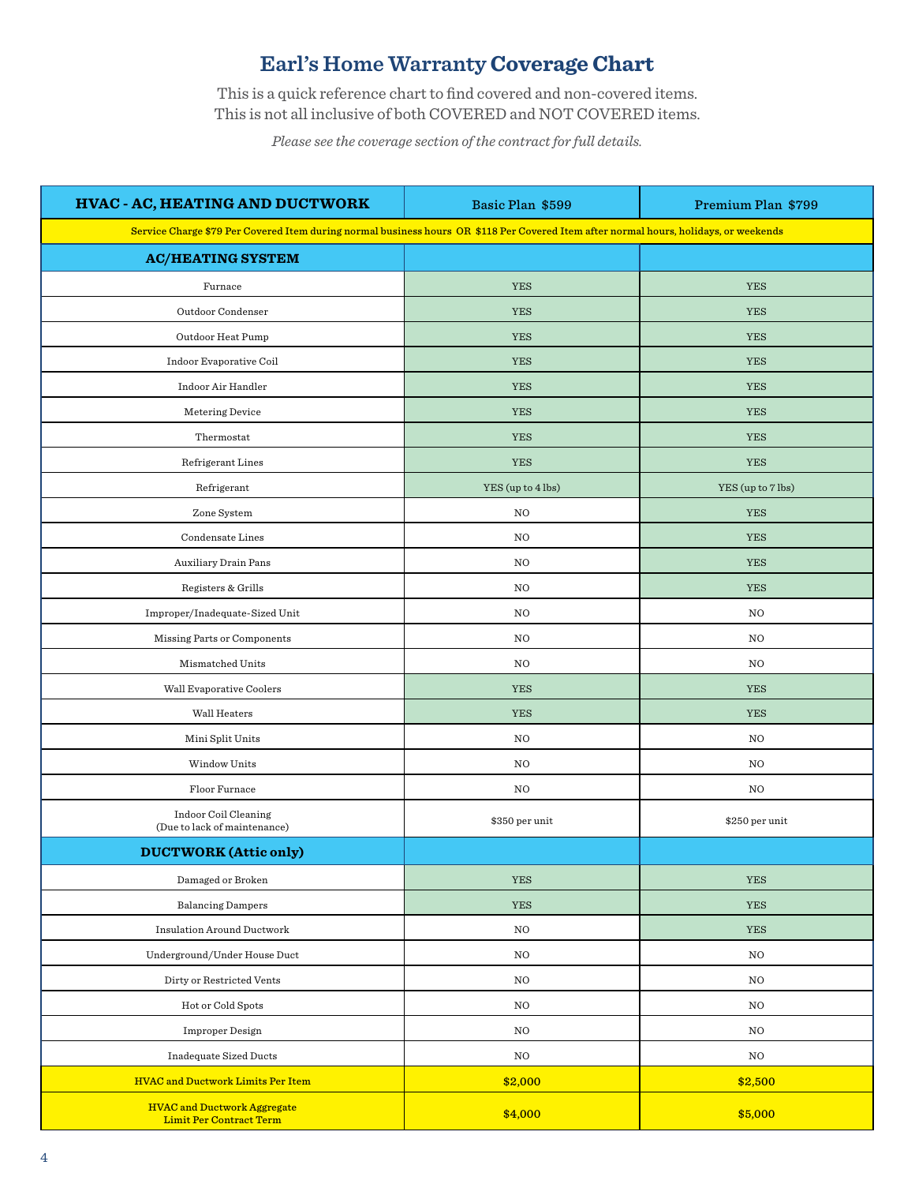# Earl's Home Warranty Coverage Chart

This is a quick reference chart to find covered and non-covered items.
This is not all inclusive of both COVERED and NOT COVERED items.

*Please see the coverage section of the contract for full details.*

| HVAC - AC, HEATING AND DUCTWORK | Basic Plan $599 | Premium Plan $799 |
|---|---|---|
| Service Charge $79 Per Covered Item during normal business hours OR $118 Per Covered Item after normal hours, holidays, or weekends | | |
| **AC/HEATING SYSTEM** | | |
| Furnace | YES | YES |
| Outdoor Condenser | YES | YES |
| Outdoor Heat Pump | YES | YES |
| Indoor Evaporative Coil | YES | YES |
| Indoor Air Handler | YES | YES |
| Metering Device | YES | YES |
| Thermostat | YES | YES |
| Refrigerant Lines | YES | YES |
| Refrigerant | YES (up to 4 lbs) | YES (up to 7 lbs) |
| Zone System | NO | YES |
| Condensate Lines | NO | YES |
| Auxiliary Drain Pans | NO | YES |
| Registers & Grills | NO | YES |
| Improper/Inadequate-Sized Unit | NO | NO |
| Missing Parts or Components | NO | NO |
| Mismatched Units | NO | NO |
| Wall Evaporative Coolers | YES | YES |
| Wall Heaters | YES | YES |
| Mini Split Units | NO | NO |
| Window Units | NO | NO |
| Floor Furnace | NO | NO |
| Indoor Coil Cleaning (Due to lack of maintenance) | $350 per unit | $250 per unit |
| **DUCTWORK (Attic only)** | | |
| Damaged or Broken | YES | YES |
| Balancing Dampers | YES | YES |
| Insulation Around Ductwork | NO | YES |
| Underground/Under House Duct | NO | NO |
| Dirty or Restricted Vents | NO | NO |
| Hot or Cold Spots | NO | NO |
| Improper Design | NO | NO |
| Inadequate Sized Ducts | NO | NO |
| **HVAC and Ductwork Limits Per Item** | **$2,000** | **$2,500** |
| **HVAC and Ductwork Aggregate Limit Per Contract Term** | **$4,000** | **$5,000** |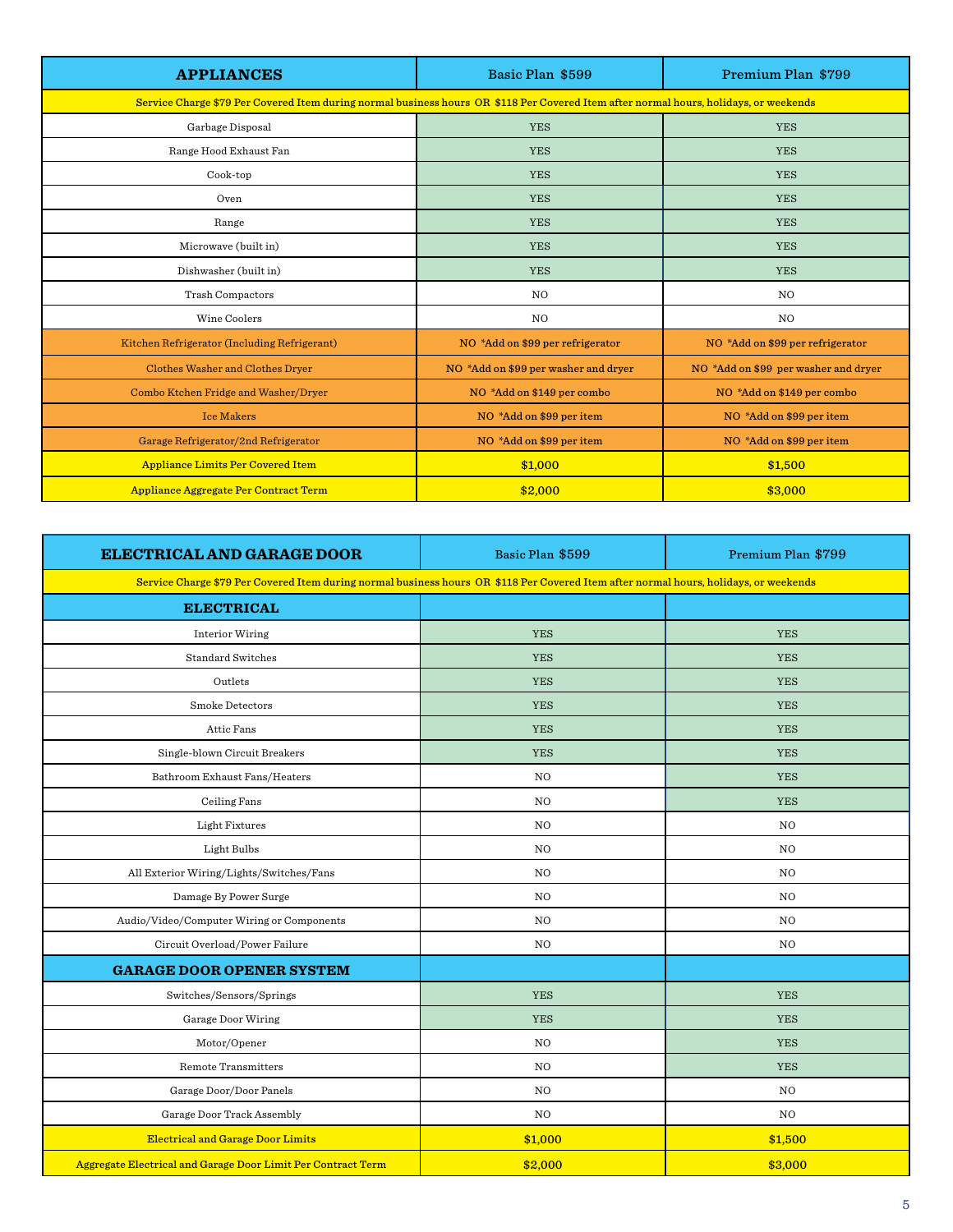| APPLIANCES | Basic Plan $599 | Premium Plan $799 |
|---|---|---|
| Service Charge $79 Per Covered Item during normal business hours OR $118 Per Covered Item after normal hours, holidays, or weekends | | |
| Garbage Disposal | YES | YES |
| Range Hood Exhaust Fan | YES | YES |
| Cook-top | YES | YES |
| Oven | YES | YES |
| Range | YES | YES |
| Microwave (built in) | YES | YES |
| Dishwasher (built in) | YES | YES |
| Trash Compactors | NO | NO |
| Wine Coolers | NO | NO |
| Kitchen Refrigerator (Including Refrigerant) | NO *Add on $99 per refrigerator | NO *Add on $99 per refrigerator |
| Clothes Washer and Clothes Dryer | NO *Add on $99 per washer and dryer | NO *Add on $99 per washer and dryer |
| Combo Ktchen Fridge and Washer/Dryer | NO *Add on $149 per combo | NO *Add on $149 per combo |
| Ice Makers | NO *Add on $99 per item | NO *Add on $99 per item |
| Garage Refrigerator/2nd Refrigerator | NO *Add on $99 per item | NO *Add on $99 per item |
| Appliance Limits Per Covered Item | $1,000 | $1,500 |
| Appliance Aggregate Per Contract Term | $2,000 | $3,000 |

| ELECTRICAL AND GARAGE DOOR | Basic Plan $599 | Premium Plan $799 |
|---|---|---|
| Service Charge $79 Per Covered Item during normal business hours OR $118 Per Covered Item after normal hours, holidays, or weekends | | |
| **ELECTRICAL** | | |
| Interior Wiring | YES | YES |
| Standard Switches | YES | YES |
| Outlets | YES | YES |
| Smoke Detectors | YES | YES |
| Attic Fans | YES | YES |
| Single-blown Circuit Breakers | YES | YES |
| Bathroom Exhaust Fans/Heaters | NO | YES |
| Ceiling Fans | NO | YES |
| Light Fixtures | NO | NO |
| Light Bulbs | NO | NO |
| All Exterior Wiring/Lights/Switches/Fans | NO | NO |
| Damage By Power Surge | NO | NO |
| Audio/Video/Computer Wiring or Components | NO | NO |
| Circuit Overload/Power Failure | NO | NO |
| **GARAGE DOOR OPENER SYSTEM** | | |
| Switches/Sensors/Springs | YES | YES |
| Garage Door Wiring | YES | YES |
| Motor/Opener | NO | YES |
| Remote Transmitters | NO | YES |
| Garage Door/Door Panels | NO | NO |
| Garage Door Track Assembly | NO | NO |
| Electrical and Garage Door Limits | $1,000 | $1,500 |
| Aggregate Electrical and Garage Door Limit Per Contract Term | $2,000 | $3,000 |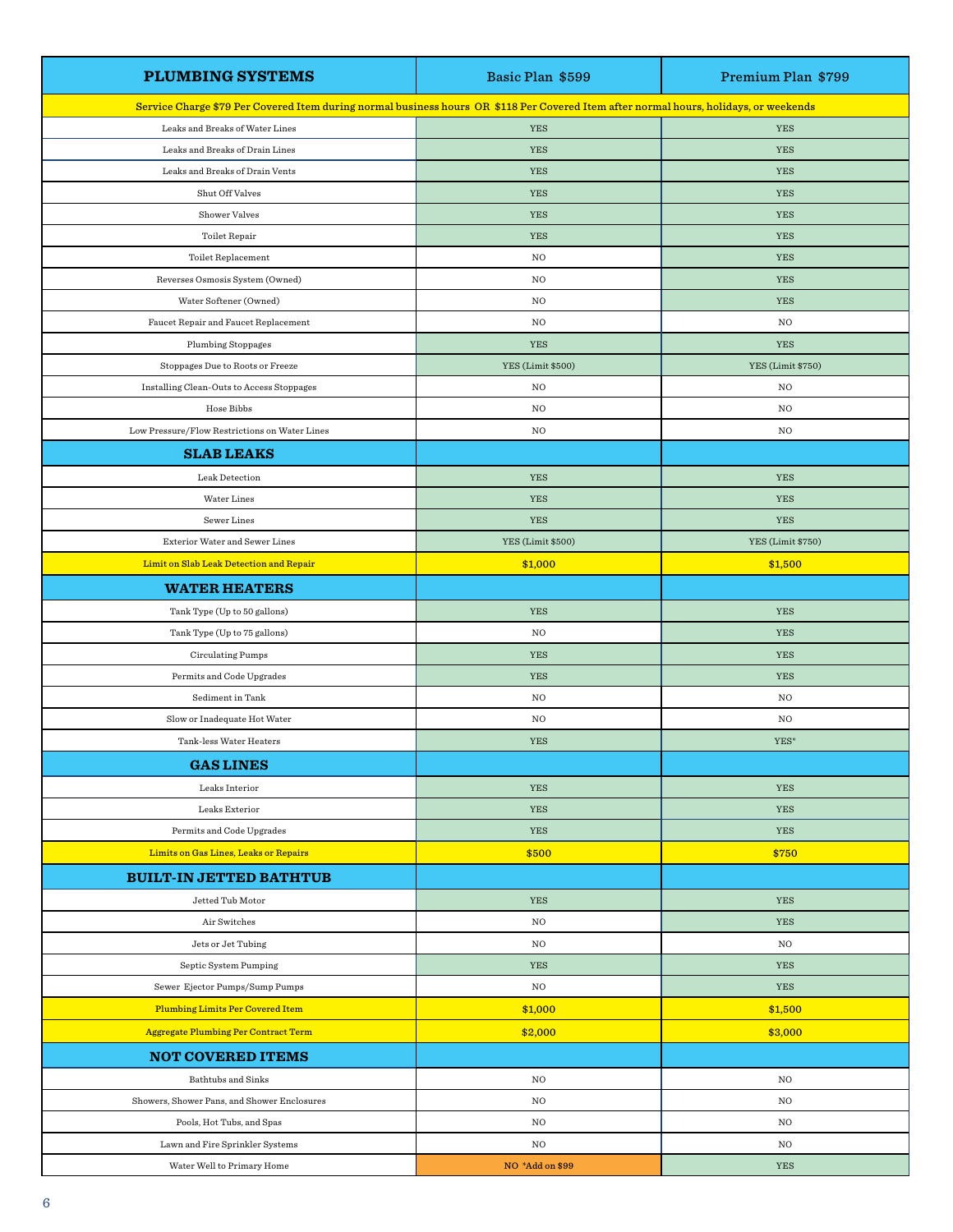| PLUMBING SYSTEMS | Basic Plan $599 | Premium Plan $799 |
|---|---|---|
| Service Charge $79 Per Covered Item during normal business hours OR $118 Per Covered Item after normal hours, holidays, or weekends | | |
| Leaks and Breaks of Water Lines | YES | YES |
| Leaks and Breaks of Drain Lines | YES | YES |
| Leaks and Breaks of Drain Vents | YES | YES |
| Shut Off Valves | YES | YES |
| Shower Valves | YES | YES |
| Toilet Repair | YES | YES |
| Toilet Replacement | NO | YES |
| Reverses Osmosis System (Owned) | NO | YES |
| Water Softener (Owned) | NO | YES |
| Faucet Repair and Faucet Replacement | NO | NO |
| Plumbing Stoppages | YES | YES |
| Stoppages Due to Roots or Freeze | YES (Limit $500) | YES (Limit $750) |
| Installing Clean-Outs to Access Stoppages | NO | NO |
| Hose Bibbs | NO | NO |
| Low Pressure/Flow Restrictions on Water Lines | NO | NO |
| **SLAB LEAKS** | | |
| Leak Detection | YES | YES |
| Water Lines | YES | YES |
| Sewer Lines | YES | YES |
| Exterior Water and Sewer Lines | YES (Limit $500) | YES (Limit $750) |
| Limit on Slab Leak Detection and Repair | $1,000 | $1,500 |
| **WATER HEATERS** | | |
| Tank Type (Up to 50 gallons) | YES | YES |
| Tank Type (Up to 75 gallons) | NO | YES |
| Circulating Pumps | YES | YES |
| Permits and Code Upgrades | YES | YES |
| Sediment in Tank | NO | NO |
| Slow or Inadequate Hot Water | NO | NO |
| Tank-less Water Heaters | YES | YES* |
| **GAS LINES** | | |
| Leaks Interior | YES | YES |
| Leaks Exterior | YES | YES |
| Permits and Code Upgrades | YES | YES |
| Limits on Gas Lines, Leaks or Repairs | $500 | $750 |
| **BUILT-IN JETTED BATHTUB** | | |
| Jetted Tub Motor | YES | YES |
| Air Switches | NO | YES |
| Jets or Jet Tubing | NO | NO |
| Septic System Pumping | YES | YES |
| Sewer Ejector Pumps/Sump Pumps | NO | YES |
| Plumbing Limits Per Covered Item | $1,000 | $1,500 |
| Aggregate Plumbing Per Contract Term | $2,000 | $3,000 |
| **NOT COVERED ITEMS** | | |
| Bathtubs and Sinks | NO | NO |
| Showers, Shower Pans, and Shower Enclosures | NO | NO |
| Pools, Hot Tubs, and Spas | NO | NO |
| Lawn and Fire Sprinkler Systems | NO | NO |
| Water Well to Primary Home | NO *Add on $99 | YES |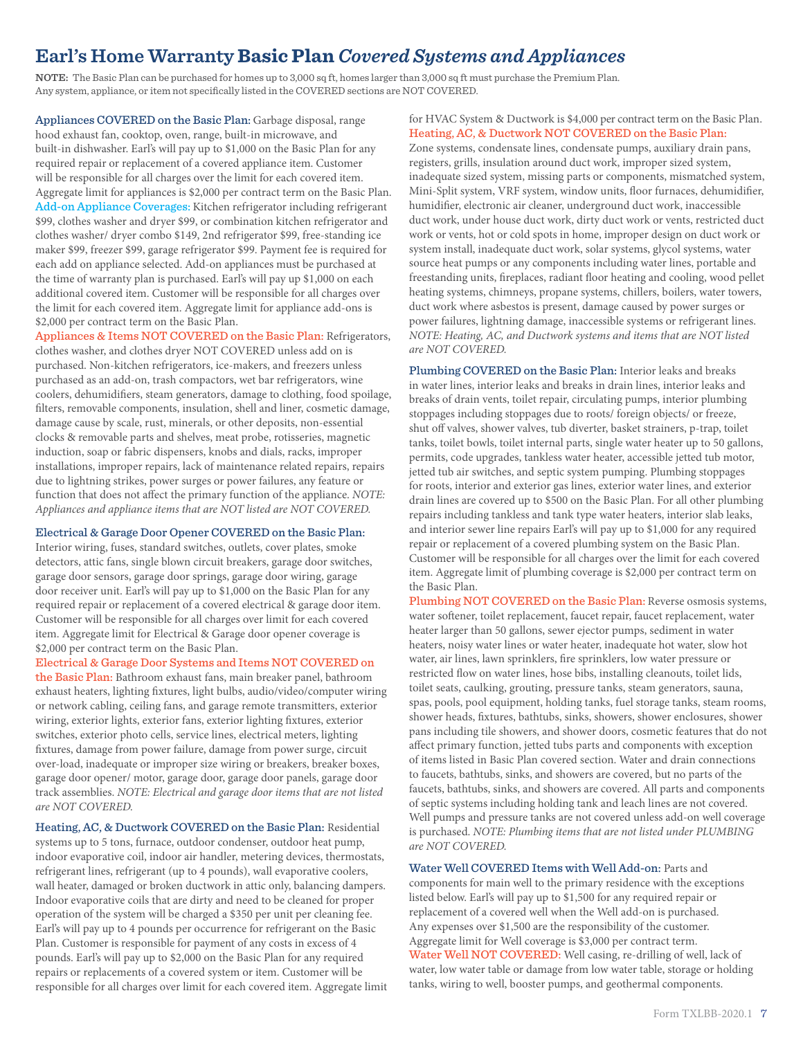# Earl's Home Warranty **Basic Plan** *Covered Systems and Appliances*

**NOTE:** The Basic Plan can be purchased for homes up to 3,000 sq ft, homes larger than 3,000 sq ft must purchase the Premium Plan. Any system, appliance, or item not specifically listed in the COVERED sections are NOT COVERED.

**Appliances COVERED on the Basic Plan:** Garbage disposal, range hood exhaust fan, cooktop, oven, range, built-in microwave, and built-in dishwasher. Earl's will pay up to $1,000 on the Basic Plan for any required repair or replacement of a covered appliance item. Customer will be responsible for all charges over the limit for each covered item. Aggregate limit for appliances is $2,000 per contract term on the Basic Plan.

**Add-on Appliance Coverages:** Kitchen refrigerator including refrigerant $99, clothes washer and dryer $99, or combination kitchen refrigerator and clothes washer/ dryer combo $149, 2nd refrigerator $99, free-standing ice maker $99, freezer $99, garage refrigerator $99. Payment fee is required for each add on appliance selected. Add-on appliances must be purchased at the time of warranty plan is purchased. Earl's will pay up $1,000 on each additional covered item. Customer will be responsible for all charges over the limit for each covered item. Aggregate limit for appliance add-ons is $2,000 per contract term on the Basic Plan.

**Appliances & Items NOT COVERED on the Basic Plan:** Refrigerators, clothes washer, and clothes dryer NOT COVERED unless add on is purchased. Non-kitchen refrigerators, ice-makers, and freezers unless purchased as an add-on, trash compactors, wet bar refrigerators, wine coolers, dehumidifiers, steam generators, damage to clothing, food spoilage, filters, removable components, insulation, shell and liner, cosmetic damage, damage cause by scale, rust, minerals, or other deposits, non-essential clocks & removable parts and shelves, meat probe, rotisseries, magnetic induction, soap or fabric dispensers, knobs and dials, racks, improper installations, improper repairs, lack of maintenance related repairs, repairs due to lightning strikes, power surges or power failures, any feature or function that does not affect the primary function of the appliance. *NOTE: Appliances and appliance items that are NOT listed are NOT COVERED.*

**Electrical & Garage Door Opener COVERED on the Basic Plan:** Interior wiring, fuses, standard switches, outlets, cover plates, smoke detectors, attic fans, single blown circuit breakers, garage door switches, garage door sensors, garage door springs, garage door wiring, garage door receiver unit. Earl's will pay up to $1,000 on the Basic Plan for any required repair or replacement of a covered electrical & garage door item. Customer will be responsible for all charges over limit for each covered item. Aggregate limit for Electrical & Garage door opener coverage is $2,000 per contract term on the Basic Plan.

**Electrical & Garage Door Systems and Items NOT COVERED on the Basic Plan:** Bathroom exhaust fans, main breaker panel, bathroom exhaust heaters, lighting fixtures, light bulbs, audio/video/computer wiring or network cabling, ceiling fans, and garage remote transmitters, exterior wiring, exterior lights, exterior fans, exterior lighting fixtures, exterior switches, exterior photo cells, service lines, electrical meters, lighting fixtures, damage from power failure, damage from power surge, circuit over-load, inadequate or improper size wiring or breakers, breaker boxes, garage door opener/ motor, garage door, garage door panels, garage door track assemblies. *NOTE: Electrical and garage door items that are not listed are NOT COVERED.*

**Heating, AC, & Ductwork COVERED on the Basic Plan:** Residential systems up to 5 tons, furnace, outdoor condenser, outdoor heat pump, indoor evaporative coil, indoor air handler, metering devices, thermostats, refrigerant lines, refrigerant (up to 4 pounds), wall evaporative coolers, wall heater, damaged or broken ductwork in attic only, balancing dampers. Indoor evaporative coils that are dirty and need to be cleaned for proper operation of the system will be charged a $350 per unit per cleaning fee. Earl's will pay up to 4 pounds per occurrence for refrigerant on the Basic Plan. Customer is responsible for payment of any costs in excess of 4 pounds. Earl's will pay up to $2,000 on the Basic Plan for any required repairs or replacements of a covered system or item. Customer will be responsible for all charges over limit for each covered item. Aggregate limit for HVAC System & Ductwork is $4,000 per contract term on the Basic Plan.

**Heating, AC, & Ductwork NOT COVERED on the Basic Plan:** Zone systems, condensate lines, condensate pumps, auxiliary drain pans, registers, grills, insulation around duct work, improper sized system, inadequate sized system, missing parts or components, mismatched system, Mini-Split system, VRF system, window units, floor furnaces, dehumidifier, humidifier, electronic air cleaner, underground duct work, inaccessible duct work, under house duct work, dirty duct work or vents, restricted duct work or vents, hot or cold spots in home, improper design on duct work or system install, inadequate duct work, solar systems, glycol systems, water source heat pumps or any components including water lines, portable and freestanding units, fireplaces, radiant floor heating and cooling, wood pellet heating systems, chimneys, propane systems, chillers, boilers, water towers, duct work where asbestos is present, damage caused by power surges or power failures, lightning damage, inaccessible systems or refrigerant lines. *NOTE: Heating, AC, and Ductwork systems and items that are NOT listed are NOT COVERED.*

**Plumbing COVERED on the Basic Plan:** Interior leaks and breaks in water lines, interior leaks and breaks in drain lines, interior leaks and breaks of drain vents, toilet repair, circulating pumps, interior plumbing stoppages including stoppages due to roots/ foreign objects/ or freeze, shut off valves, shower valves, tub diverter, basket strainers, p-trap, toilet tanks, toilet bowls, toilet internal parts, single water heater up to 50 gallons, permits, code upgrades, tankless water heater, accessible jetted tub motor, jetted tub air switches, and septic system pumping. Plumbing stoppages for roots, interior and exterior gas lines, exterior water lines, and exterior drain lines are covered up to $500 on the Basic Plan. For all other plumbing repairs including tankless and tank type water heaters, interior slab leaks, and interior sewer line repairs Earl's will pay up to $1,000 for any required repair or replacement of a covered plumbing system on the Basic Plan. Customer will be responsible for all charges over the limit for each covered item. Aggregate limit of plumbing coverage is $2,000 per contract term on the Basic Plan.

**Plumbing NOT COVERED on the Basic Plan:** Reverse osmosis systems, water softener, toilet replacement, faucet repair, faucet replacement, water heater larger than 50 gallons, sewer ejector pumps, sediment in water heaters, noisy water lines or water heater, inadequate hot water, slow hot water, air lines, lawn sprinklers, fire sprinklers, low water pressure or restricted flow on water lines, hose bibs, installing cleanouts, toilet lids, toilet seats, caulking, grouting, pressure tanks, steam generators, sauna, spas, pools, pool equipment, holding tanks, fuel storage tanks, steam rooms, shower heads, fixtures, bathtubs, sinks, showers, shower enclosures, shower pans including tile showers, and shower doors, cosmetic features that do not affect primary function, jetted tubs parts and components with exception of items listed in Basic Plan covered section. Water and drain connections to faucets, bathtubs, sinks, and showers are covered, but no parts of the faucets, bathtubs, sinks, and showers are covered. All parts and components of septic systems including holding tank and leach lines are not covered. Well pumps and pressure tanks are not covered unless add-on well coverage is purchased. *NOTE: Plumbing items that are not listed under PLUMBING are NOT COVERED.*

**Water Well COVERED Items with Well Add-on:** Parts and components for main well to the primary residence with the exceptions listed below. Earl's will pay up to $1,500 for any required repair or replacement of a covered well when the Well add-on is purchased. Any expenses over $1,500 are the responsibility of the customer. Aggregate limit for Well coverage is $3,000 per contract term.

**Water Well NOT COVERED:** Well casing, re-drilling of well, lack of water, low water table or damage from low water table, storage or holding tanks, wiring to well, booster pumps, and geothermal components.

Form TXLBB-2020.1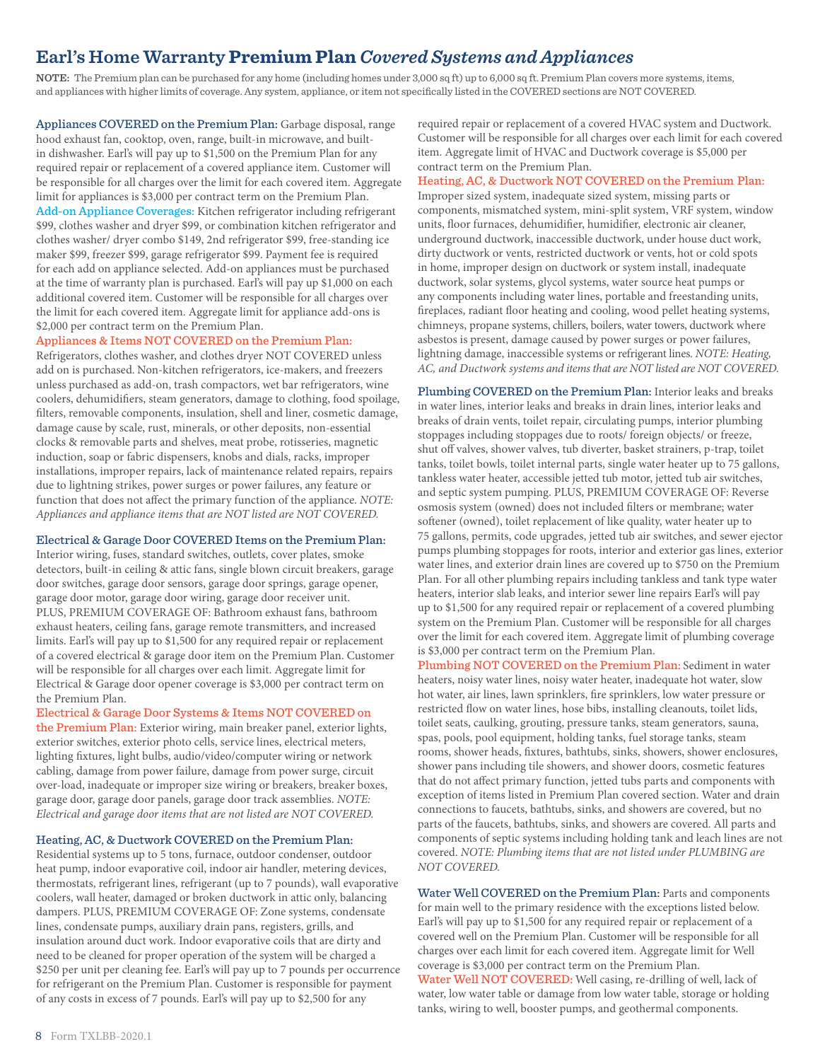# Earl's Home Warranty **Premium Plan** *Covered Systems and Appliances*

**NOTE:** The Premium plan can be purchased for any home (including homes under 3,000 sq ft) up to 6,000 sq ft. Premium Plan covers more systems, items, and appliances with higher limits of coverage. Any system, appliance, or item not specifically listed in the COVERED sections are NOT COVERED.

**Appliances COVERED on the Premium Plan:** Garbage disposal, range hood exhaust fan, cooktop, oven, range, built-in microwave, and built-in dishwasher. Earl's will pay up to $1,500 on the Premium Plan for any required repair or replacement of a covered appliance item. Customer will be responsible for all charges over the limit for each covered item. Aggregate limit for appliances is $3,000 per contract term on the Premium Plan.

**Add-on Appliance Coverages:** Kitchen refrigerator including refrigerant $99, clothes washer and dryer $99, or combination kitchen refrigerator and clothes washer/ dryer combo $149, 2nd refrigerator $99, free-standing ice maker $99, freezer $99, garage refrigerator $99. Payment fee is required for each add on appliance selected. Add-on appliances must be purchased at the time of warranty plan is purchased. Earl's will pay up $1,000 on each additional covered item. Customer will be responsible for all charges over the limit for each covered item. Aggregate limit for appliance add-ons is $2,000 per contract term on the Premium Plan.

**Appliances & Items NOT COVERED on the Premium Plan:** Refrigerators, clothes washer, and clothes dryer NOT COVERED unless add on is purchased. Non-kitchen refrigerators, ice-makers, and freezers unless purchased as add-on, trash compactors, wet bar refrigerators, wine coolers, dehumidifiers, steam generators, damage to clothing, food spoilage, filters, removable components, insulation, shell and liner, cosmetic damage, damage cause by scale, rust, minerals, or other deposits, non-essential clocks & removable parts and shelves, meat probe, rotisseries, magnetic induction, soap or fabric dispensers, knobs and dials, racks, improper installations, improper repairs, lack of maintenance related repairs, repairs due to lightning strikes, power surges or power failures, any feature or function that does not affect the primary function of the appliance. *NOTE: Appliances and appliance items that are NOT listed are NOT COVERED.*

**Electrical & Garage Door COVERED Items on the Premium Plan:** Interior wiring, fuses, standard switches, outlets, cover plates, smoke detectors, built-in ceiling & attic fans, single blown circuit breakers, garage door switches, garage door sensors, garage door springs, garage opener, garage door motor, garage door wiring, garage door receiver unit. PLUS, PREMIUM COVERAGE OF: Bathroom exhaust fans, bathroom exhaust heaters, ceiling fans, garage remote transmitters, and increased limits. Earl's will pay up to $1,500 for any required repair or replacement of a covered electrical & garage door item on the Premium Plan. Customer will be responsible for all charges over each limit. Aggregate limit for Electrical & Garage door opener coverage is $3,000 per contract term on the Premium Plan.

**Electrical & Garage Door Systems & Items NOT COVERED on the Premium Plan:** Exterior wiring, main breaker panel, exterior lights, exterior switches, exterior photo cells, service lines, electrical meters, lighting fixtures, light bulbs, audio/video/computer wiring or network cabling, damage from power failure, damage from power surge, circuit over-load, inadequate or improper size wiring or breakers, breaker boxes, garage door, garage door panels, garage door track assemblies. *NOTE: Electrical and garage door items that are not listed are NOT COVERED.*

**Heating, AC, & Ductwork COVERED on the Premium Plan:** Residential systems up to 5 tons, furnace, outdoor condenser, outdoor heat pump, indoor evaporative coil, indoor air handler, metering devices, thermostats, refrigerant lines, refrigerant (up to 7 pounds), wall evaporative coolers, wall heater, damaged or broken ductwork in attic only, balancing dampers. PLUS, PREMIUM COVERAGE OF: Zone systems, condensate lines, condensate pumps, auxiliary drain pans, registers, grills, and insulation around duct work. Indoor evaporative coils that are dirty and need to be cleaned for proper operation of the system will be charged a $250 per unit per cleaning fee. Earl's will pay up to 7 pounds per occurrence for refrigerant on the Premium Plan. Customer is responsible for payment of any costs in excess of 7 pounds. Earl's will pay up to $2,500 for any required repair or replacement of a covered HVAC system and Ductwork. Customer will be responsible for all charges over each limit for each covered item. Aggregate limit of HVAC and Ductwork coverage is $5,000 per contract term on the Premium Plan.

**Heating, AC, & Ductwork NOT COVERED on the Premium Plan:** Improper sized system, inadequate sized system, missing parts or components, mismatched system, mini-split system, VRF system, window units, floor furnaces, dehumidifier, humidifier, electronic air cleaner, underground ductwork, inaccessible ductwork, under house duct work, dirty ductwork or vents, restricted ductwork or vents, hot or cold spots in home, improper design on ductwork or system install, inadequate ductwork, solar systems, glycol systems, water source heat pumps or any components including water lines, portable and freestanding units, fireplaces, radiant floor heating and cooling, wood pellet heating systems, chimneys, propane systems, chillers, boilers, water towers, ductwork where asbestos is present, damage caused by power surges or power failures, lightning damage, inaccessible systems or refrigerant lines. *NOTE: Heating, AC, and Ductwork systems and items that are NOT listed are NOT COVERED.*

**Plumbing COVERED on the Premium Plan:** Interior leaks and breaks in water lines, interior leaks and breaks in drain lines, interior leaks and breaks of drain vents, toilet repair, circulating pumps, interior plumbing stoppages including stoppages due to roots/ foreign objects/ or freeze, shut off valves, shower valves, tub diverter, basket strainers, p-trap, toilet tanks, toilet bowls, toilet internal parts, single water heater up to 75 gallons, tankless water heater, accessible jetted tub motor, jetted tub air switches, and septic system pumping. PLUS, PREMIUM COVERAGE OF: Reverse osmosis system (owned) does not included filters or membrane; water softener (owned), toilet replacement of like quality, water heater up to 75 gallons, permits, code upgrades, jetted tub air switches, and sewer ejector pumps plumbing stoppages for roots, interior and exterior gas lines, exterior water lines, and exterior drain lines are covered up to $750 on the Premium Plan. For all other plumbing repairs including tankless and tank type water heaters, interior slab leaks, and interior sewer line repairs Earl's will pay up to $1,500 for any required repair or replacement of a covered plumbing system on the Premium Plan. Customer will be responsible for all charges over the limit for each covered item. Aggregate limit of plumbing coverage is $3,000 per contract term on the Premium Plan.

**Plumbing NOT COVERED on the Premium Plan:** Sediment in water heaters, noisy water lines, noisy water heater, inadequate hot water, slow hot water, air lines, lawn sprinklers, fire sprinklers, low water pressure or restricted flow on water lines, hose bibs, installing cleanouts, toilet lids, toilet seats, caulking, grouting, pressure tanks, steam generators, sauna, spas, pools, pool equipment, holding tanks, fuel storage tanks, steam rooms, shower heads, fixtures, bathtubs, sinks, showers, shower enclosures, shower pans including tile showers, and shower doors, cosmetic features that do not affect primary function, jetted tubs parts and components with exception of items listed in Premium Plan covered section. Water and drain connections to faucets, bathtubs, sinks, and showers are covered, but no parts of the faucets, bathtubs, sinks, and showers are covered. All parts and components of septic systems including holding tank and leach lines are not covered. *NOTE: Plumbing items that are not listed under PLUMBING are NOT COVERED.*

**Water Well COVERED on the Premium Plan:** Parts and components for main well to the primary residence with the exceptions listed below. Earl's will pay up to $1,500 for any required repair or replacement of a covered well on the Premium Plan. Customer will be responsible for all charges over each limit for each covered item. Aggregate limit for Well coverage is $3,000 per contract term on the Premium Plan.

**Water Well NOT COVERED:** Well casing, re-drilling of well, lack of water, low water table or damage from low water table, storage or holding tanks, wiring to well, booster pumps, and geothermal components.

Form TXLBB-2020.1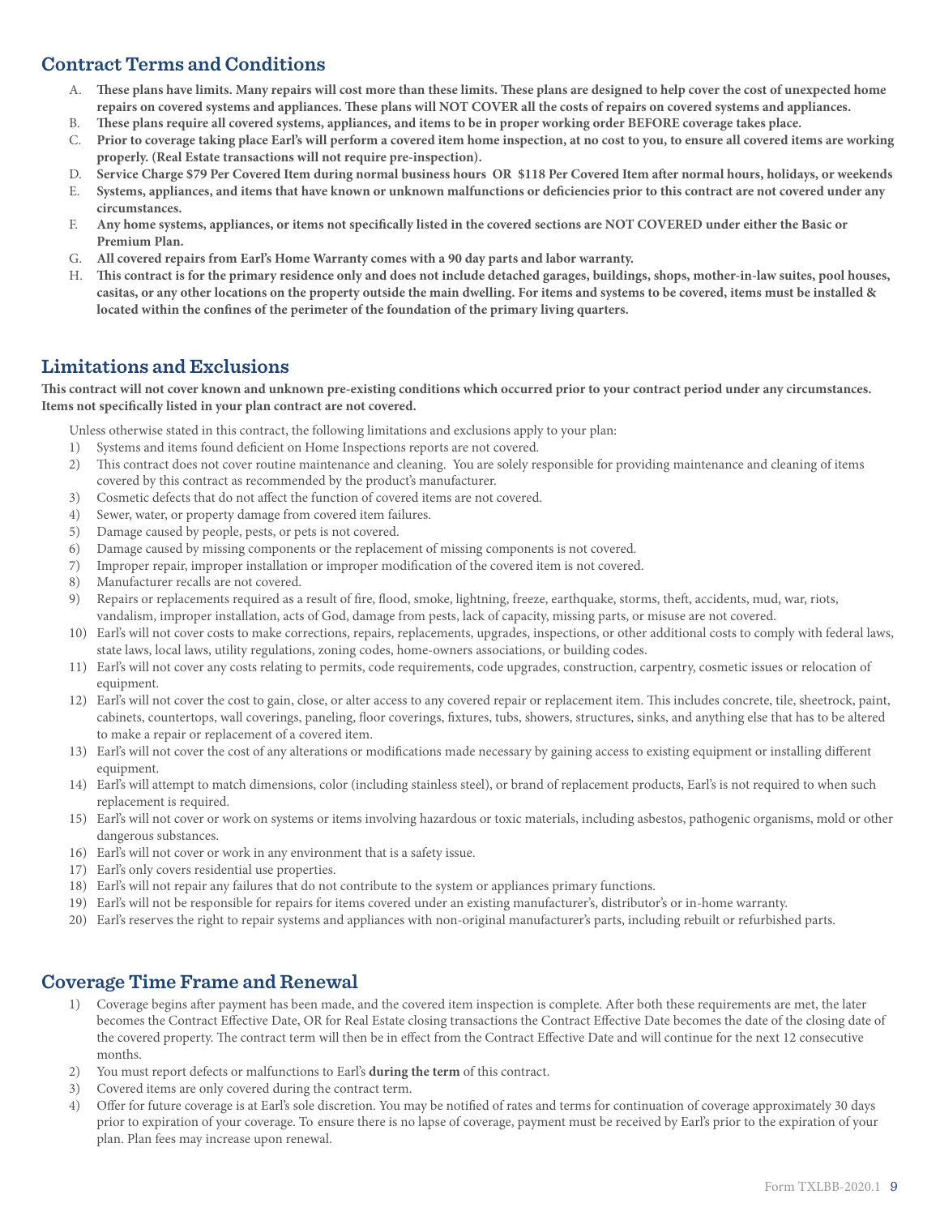## Contract Terms and Conditions

A. **These plans have limits. Many repairs will cost more than these limits. These plans are designed to help cover the cost of unexpected home repairs on covered systems and appliances. These plans will NOT COVER all the costs of repairs on covered systems and appliances.**
B. **These plans require all covered systems, appliances, and items to be in proper working order BEFORE coverage takes place.**
C. **Prior to coverage taking place Earl's will perform a covered item home inspection, at no cost to you, to ensure all covered items are working properly. (Real Estate transactions will not require pre-inspection).**
D. **Service Charge $79 Per Covered Item during normal business hours OR $118 Per Covered Item after normal hours, holidays, or weekends**
E. **Systems, appliances, and items that have known or unknown malfunctions or deficiencies prior to this contract are not covered under any circumstances.**
F. **Any home systems, appliances, or items not specifically listed in the covered sections are NOT COVERED under either the Basic or Premium Plan.**
G. **All covered repairs from Earl's Home Warranty comes with a 90 day parts and labor warranty.**
H. **This contract is for the primary residence only and does not include detached garages, buildings, shops, mother-in-law suites, pool houses, casitas, or any other locations on the property outside the main dwelling. For items and systems to be covered, items must be installed & located within the confines of the perimeter of the foundation of the primary living quarters.**

## Limitations and Exclusions

**This contract will not cover known and unknown pre-existing conditions which occurred prior to your contract period under any circumstances. Items not specifically listed in your plan contract are not covered.**

Unless otherwise stated in this contract, the following limitations and exclusions apply to your plan:

1) Systems and items found deficient on Home Inspections reports are not covered.
2) This contract does not cover routine maintenance and cleaning. You are solely responsible for providing maintenance and cleaning of items covered by this contract as recommended by the product's manufacturer.
3) Cosmetic defects that do not affect the function of covered items are not covered.
4) Sewer, water, or property damage from covered item failures.
5) Damage caused by people, pests, or pets is not covered.
6) Damage caused by missing components or the replacement of missing components is not covered.
7) Improper repair, improper installation or improper modification of the covered item is not covered.
8) Manufacturer recalls are not covered.
9) Repairs or replacements required as a result of fire, flood, smoke, lightning, freeze, earthquake, storms, theft, accidents, mud, war, riots, vandalism, improper installation, acts of God, damage from pests, lack of capacity, missing parts, or misuse are not covered.
10) Earl's will not cover costs to make corrections, repairs, replacements, upgrades, inspections, or other additional costs to comply with federal laws, state laws, local laws, utility regulations, zoning codes, home-owners associations, or building codes.
11) Earl's will not cover any costs relating to permits, code requirements, code upgrades, construction, carpentry, cosmetic issues or relocation of equipment.
12) Earl's will not cover the cost to gain, close, or alter access to any covered repair or replacement item. This includes concrete, tile, sheetrock, paint, cabinets, countertops, wall coverings, paneling, floor coverings, fixtures, tubs, showers, structures, sinks, and anything else that has to be altered to make a repair or replacement of a covered item.
13) Earl's will not cover the cost of any alterations or modifications made necessary by gaining access to existing equipment or installing different equipment.
14) Earl's will attempt to match dimensions, color (including stainless steel), or brand of replacement products, Earl's is not required to when such replacement is required.
15) Earl's will not cover or work on systems or items involving hazardous or toxic materials, including asbestos, pathogenic organisms, mold or other dangerous substances.
16) Earl's will not cover or work in any environment that is a safety issue.
17) Earl's only covers residential use properties.
18) Earl's will not repair any failures that do not contribute to the system or appliances primary functions.
19) Earl's will not be responsible for repairs for items covered under an existing manufacturer's, distributor's or in-home warranty.
20) Earl's reserves the right to repair systems and appliances with non-original manufacturer's parts, including rebuilt or refurbished parts.

## Coverage Time Frame and Renewal

1) Coverage begins after payment has been made, and the covered item inspection is complete. After both these requirements are met, the later becomes the Contract Effective Date, OR for Real Estate closing transactions the Contract Effective Date becomes the date of the closing date of the covered property. The contract term will then be in effect from the Contract Effective Date and will continue for the next 12 consecutive months.
2) You must report defects or malfunctions to Earl's **during the term** of this contract.
3) Covered items are only covered during the contract term.
4) Offer for future coverage is at Earl's sole discretion. You may be notified of rates and terms for continuation of coverage approximately 30 days prior to expiration of your coverage. To ensure there is no lapse of coverage, payment must be received by Earl's prior to the expiration of your plan. Plan fees may increase upon renewal.

Form TXLBB-2020.1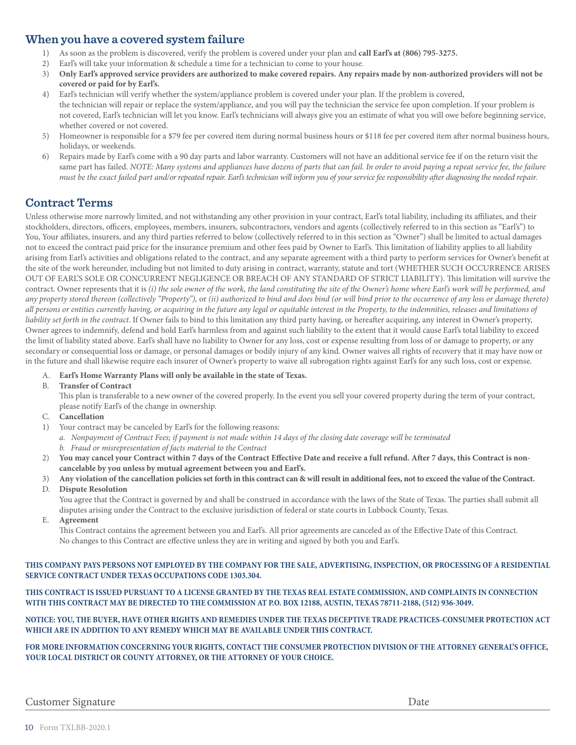## When you have a covered system failure

1) As soon as the problem is discovered, verify the problem is covered under your plan and **call Earl's at (806) 795-3275.**
2) Earl's will take your information & schedule a time for a technician to come to your house.
3) **Only Earl's approved service providers are authorized to make covered repairs. Any repairs made by non-authorized providers will not be covered or paid for by Earl's.**
4) Earl's technician will verify whether the system/appliance problem is covered under your plan. If the problem is covered, the technician will repair or replace the system/appliance, and you will pay the technician the service fee upon completion. If your problem is not covered, Earl's technician will let you know. Earl's technicians will always give you an estimate of what you will owe before beginning service, whether covered or not covered.
5) Homeowner is responsible for a $79 fee per covered item during normal business hours or $118 fee per covered item after normal business hours, holidays, or weekends.
6) Repairs made by Earl's come with a 90 day parts and labor warranty. Customers will not have an additional service fee if on the return visit the same part has failed. *NOTE: Many systems and appliances have dozens of parts that can fail. In order to avoid paying a repeat service fee, the failure must be the exact failed part and/or repeated repair. Earl's technician will inform you of your service fee responsibility after diagnosing the needed repair.*

## Contract Terms

Unless otherwise more narrowly limited, and not withstanding any other provision in your contract, Earl's total liability, including its affiliates, and their stockholders, directors, officers, employees, members, insurers, subcontractors, vendors and agents (collectively referred to in this section as "Earl's") to You, Your affiliates, insurers, and any third parties referred to below (collectively referred to in this section as "Owner") shall be limited to actual damages not to exceed the contract paid price for the insurance premium and other fees paid by Owner to Earl's. This limitation of liability applies to all liability arising from Earl's activities and obligations related to the contract, and any separate agreement with a third party to perform services for Owner's benefit at the site of the work hereunder, including but not limited to duty arising in contract, warranty, statute and tort (WHETHER SUCH OCCURRENCE ARISES OUT OF EARL'S SOLE OR CONCURRENT NEGLIGENCE OR BREACH OF ANY STANDARD OF STRICT LIABILITY). This limitation will survive the contract. Owner represents that it is *(i) the sole owner of the work, the land constituting the site of the Owner's home where Earl's work will be performed, and any property stored thereon (collectively "Property"),* or *(ii) authorized to bind and does bind (or will bind prior to the occurrence of any loss or damage thereto) all persons or entities currently having, or acquiring in the future any legal or equitable interest in the Property, to the indemnities, releases and limitations of liability set forth in the contract*. If Owner fails to bind to this limitation any third party having, or hereafter acquiring, any interest in Owner's property, Owner agrees to indemnify, defend and hold Earl's harmless from and against such liability to the extent that it would cause Earl's total liability to exceed the limit of liability stated above. Earl's shall have no liability to Owner for any loss, cost or expense resulting from loss of or damage to property, or any secondary or consequential loss or damage, or personal damages or bodily injury of any kind. Owner waives all rights of recovery that it may have now or in the future and shall likewise require each insurer of Owner's property to waive all subrogation rights against Earl's for any such loss, cost or expense.

A. **Earl's Home Warranty Plans will only be available in the state of Texas.**

B. **Transfer of Contract**

This plan is transferable to a new owner of the covered properly. In the event you sell your covered property during the term of your contract, please notify Earl's of the change in ownership.

C. **Cancellation**

1) Your contract may be canceled by Earl's for the following reasons:
   *a. Nonpayment of Contract Fees; if payment is not made within 14 days of the closing date coverage will be terminated*
   *b. Fraud or misrepresentation of facts material to the Contract*
2) **You may cancel your Contract within 7 days of the Contract Effective Date and receive a full refund. After 7 days, this Contract is non-cancelable by you unless by mutual agreement between you and Earl's.**
3) **Any violation of the cancellation policies set forth in this contract can & will result in additional fees, not to exceed the value of the Contract.**

D. **Dispute Resolution**

You agree that the Contract is governed by and shall be construed in accordance with the laws of the State of Texas. The parties shall submit all disputes arising under the Contract to the exclusive jurisdiction of federal or state courts in Lubbock County, Texas.

E. **Agreement**

This Contract contains the agreement between you and Earl's. All prior agreements are canceled as of the Effective Date of this Contract. No changes to this Contract are effective unless they are in writing and signed by both you and Earl's.

**THIS COMPANY PAYS PERSONS NOT EMPLOYED BY THE COMPANY FOR THE SALE, ADVERTISING, INSPECTION, OR PROCESSING OF A RESIDENTIAL SERVICE CONTRACT UNDER TEXAS OCCUPATIONS CODE 1303.304.**

**THIS CONTRACT IS ISSUED PURSUANT TO A LICENSE GRANTED BY THE TEXAS REAL ESTATE COMMISSION, AND COMPLAINTS IN CONNECTION WITH THIS CONTRACT MAY BE DIRECTED TO THE COMMISSION AT P.O. BOX 12188, AUSTIN, TEXAS 78711-2188, (512) 936-3049.**

**NOTICE: YOU, THE BUYER, HAVE OTHER RIGHTS AND REMEDIES UNDER THE TEXAS DECEPTIVE TRADE PRACTICES-CONSUMER PROTECTION ACT WHICH ARE IN ADDITION TO ANY REMEDY WHICH MAY BE AVAILABLE UNDER THIS CONTRACT.**

**FOR MORE INFORMATION CONCERNING YOUR RIGHTS, CONTACT THE CONSUMER PROTECTION DIVISION OF THE ATTORNEY GENERAL'S OFFICE, YOUR LOCAL DISTRICT OR COUNTY ATTORNEY, OR THE ATTORNEY OF YOUR CHOICE.**

Customer Signature ______________________ Date ____________

Form TXLBB-2020.1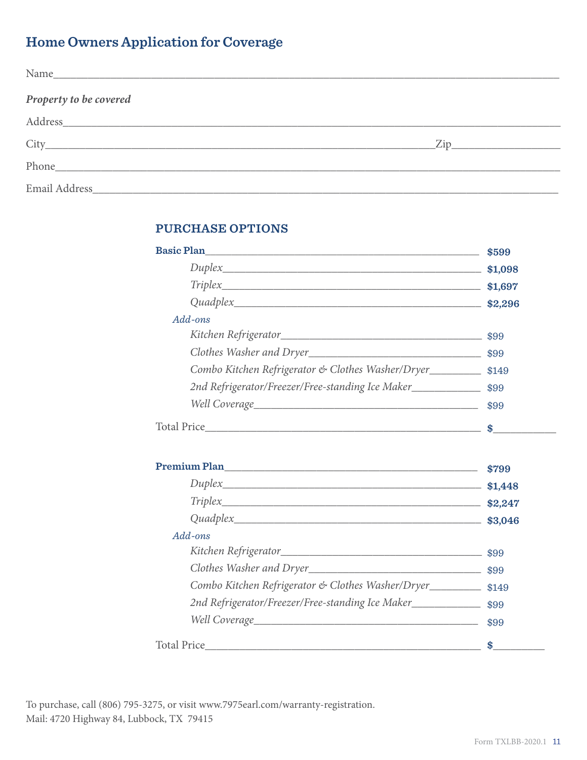## Home Owners Application for Coverage

Name_______________________________________________

***Property to be covered***

Address_______________________________________________

City_______________________________________ Zip___________________

Phone_______________________________________________

Email Address_______________________________________________

### PURCHASE OPTIONS

| | |
|---|---|
| **Basic Plan** | **$599** |
| *Duplex* | **$1,098** |
| *Triplex* | **$1,697** |
| *Quadplex* | **$2,296** |
| *Add-ons* | |
| *Kitchen Refrigerator* | $99 |
| *Clothes Washer and Dryer* | $99 |
| *Combo Kitchen Refrigerator & Clothes Washer/Dryer* | $149 |
| *2nd Refrigerator/Freezer/Free-standing Ice Maker* | $99 |
| *Well Coverage* | $99 |
| Total Price | **$**___________ |

| | |
|---|---|
| **Premium Plan** | **$799** |
| *Duplex* | **$1,448** |
| *Triplex* | **$2,247** |
| *Quadplex* | **$3,046** |
| *Add-ons* | |
| *Kitchen Refrigerator* | $99 |
| *Clothes Washer and Dryer* | $99 |
| *Combo Kitchen Refrigerator & Clothes Washer/Dryer* | $149 |
| *2nd Refrigerator/Freezer/Free-standing Ice Maker* | $99 |
| *Well Coverage* | $99 |
| Total Price | **$**_________ |

To purchase, call (806) 795-3275, or visit www.7975earl.com/warranty-registration.
Mail: 4720 Highway 84, Lubbock, TX 79415

Form TXLBB-2020.1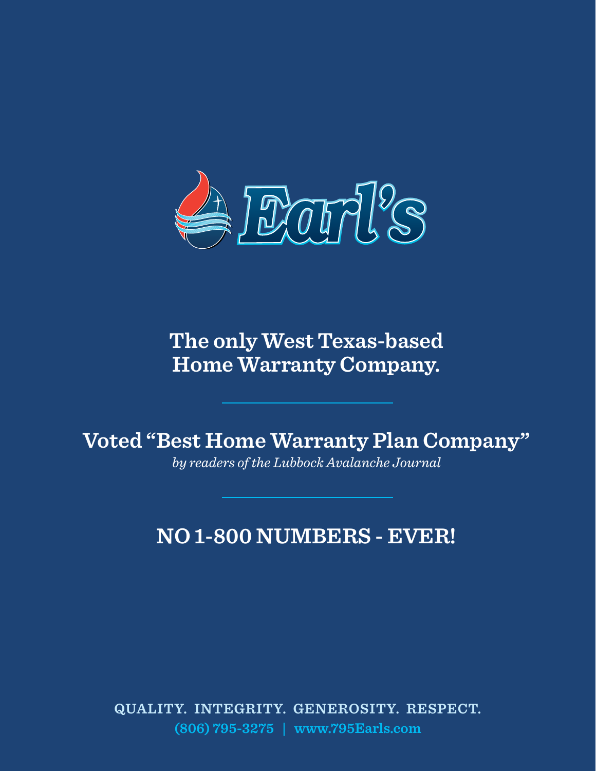# Earl's

**The only West Texas-based Home Warranty Company.**

---

**Voted "Best Home Warranty Plan Company"**

*by readers of the Lubbock Avalanche Journal*

---

**NO 1-800 NUMBERS - EVER!**

QUALITY. INTEGRITY. GENEROSITY. RESPECT.

**(806) 795-3275 | www.795Earls.com**